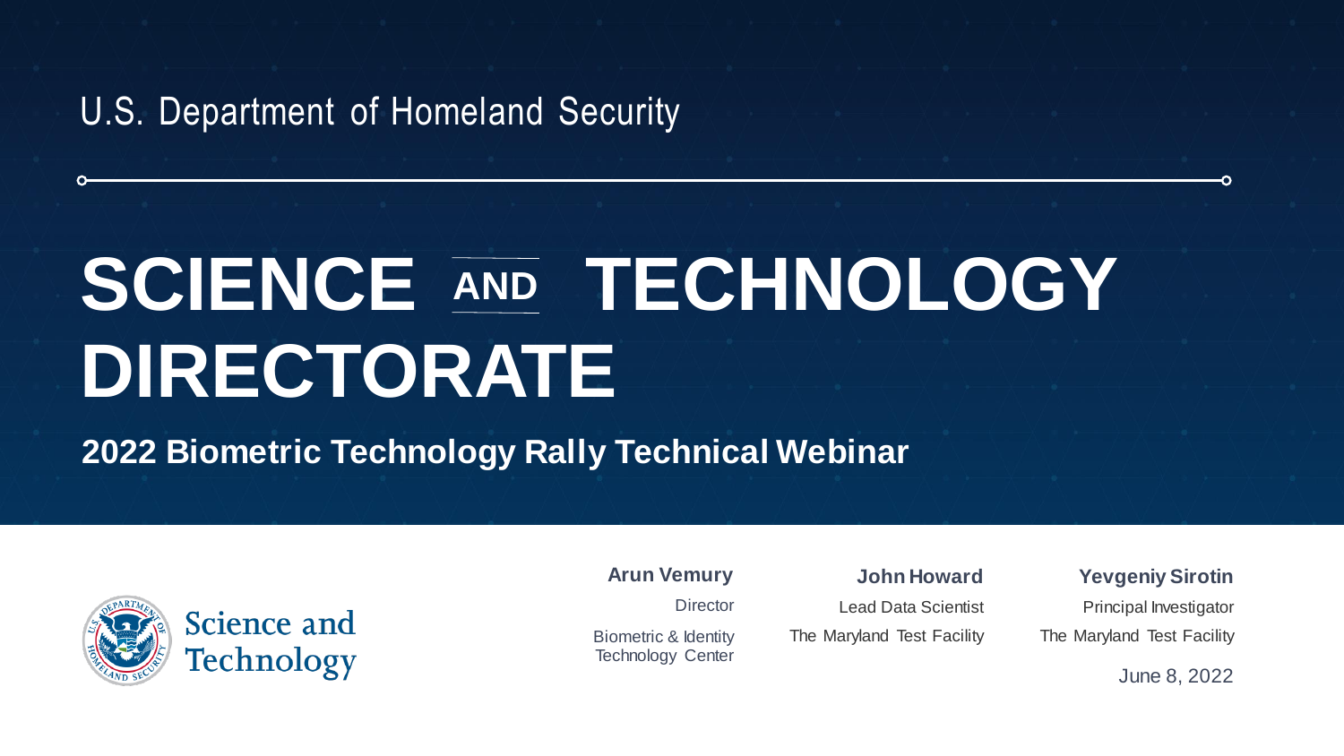U.S. Department of Homeland Security

# SCIENCE AND TECHNOLOGY DIRECTORATE

## 2022 Biometric Technology Rally Technical Webinar

Science and Technology

**Arun Vemury**
Director
Biometric & Identity Technology Center

**John Howard**
Lead Data Scientist
The Maryland Test Facility

**Yevgeniy Sirotin**
Principal Investigator
The Maryland Test Facility

June 8, 2022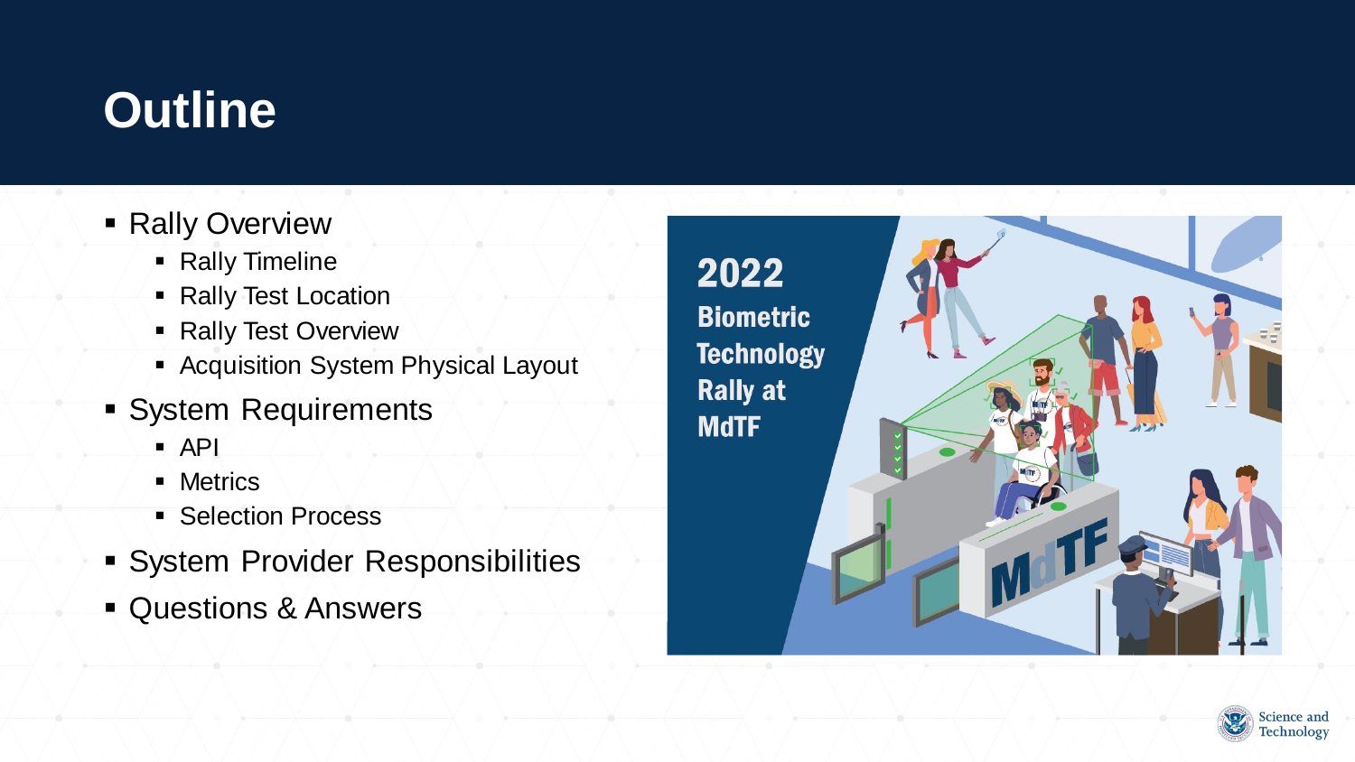# Outline

- Rally Overview
  - Rally Timeline
  - Rally Test Location
  - Rally Test Overview
  - Acquisition System Physical Layout
- System Requirements
  - API
  - Metrics
  - Selection Process
- System Provider Responsibilities
- Questions & Answers

2022 Biometric Technology Rally at MdTF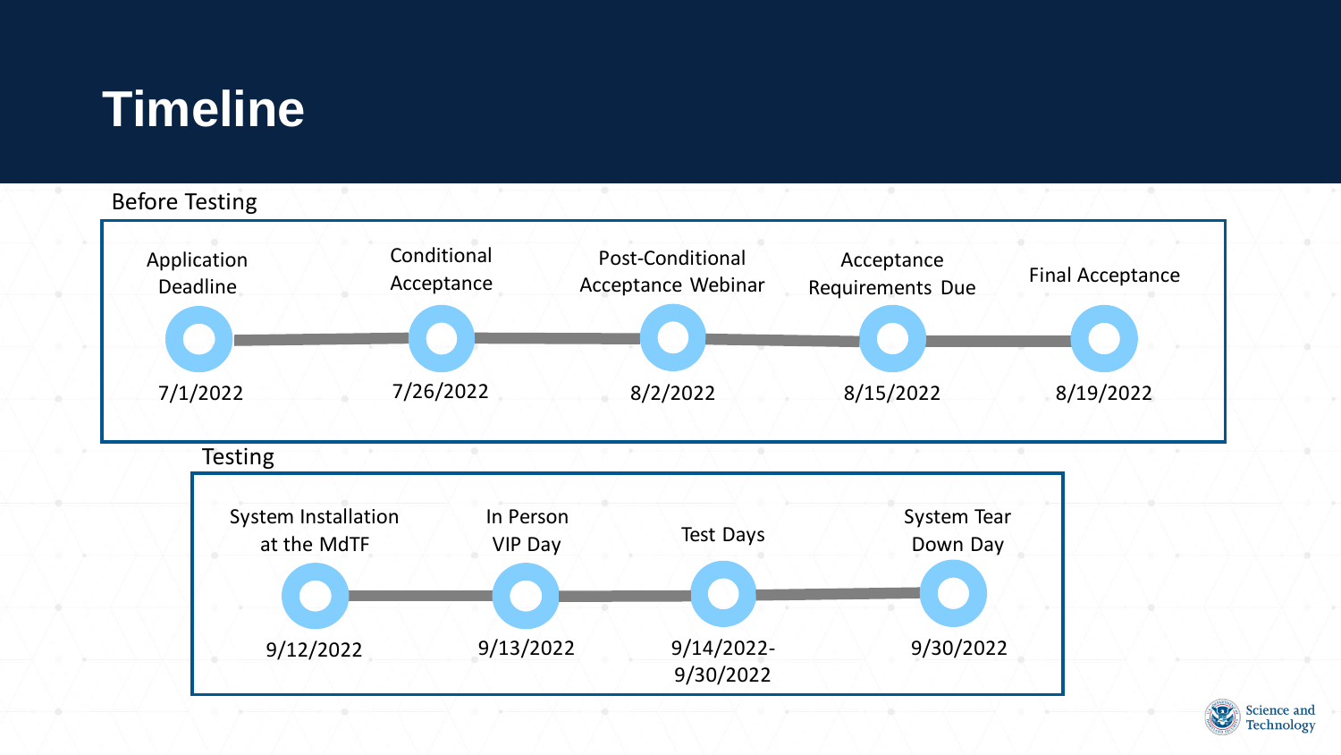# Timeline

## Before Testing

| Event | Date |
| --- | --- |
| Application Deadline | 7/1/2022 |
| Conditional Acceptance | 7/26/2022 |
| Post-Conditional Acceptance Webinar | 8/2/2022 |
| Acceptance Requirements Due | 8/15/2022 |
| Final Acceptance | 8/19/2022 |

## Testing

| Event | Date |
| --- | --- |
| System Installation at the MdTF | 9/12/2022 |
| In Person VIP Day | 9/13/2022 |
| Test Days | 9/14/2022-9/30/2022 |
| System Tear Down Day | 9/30/2022 |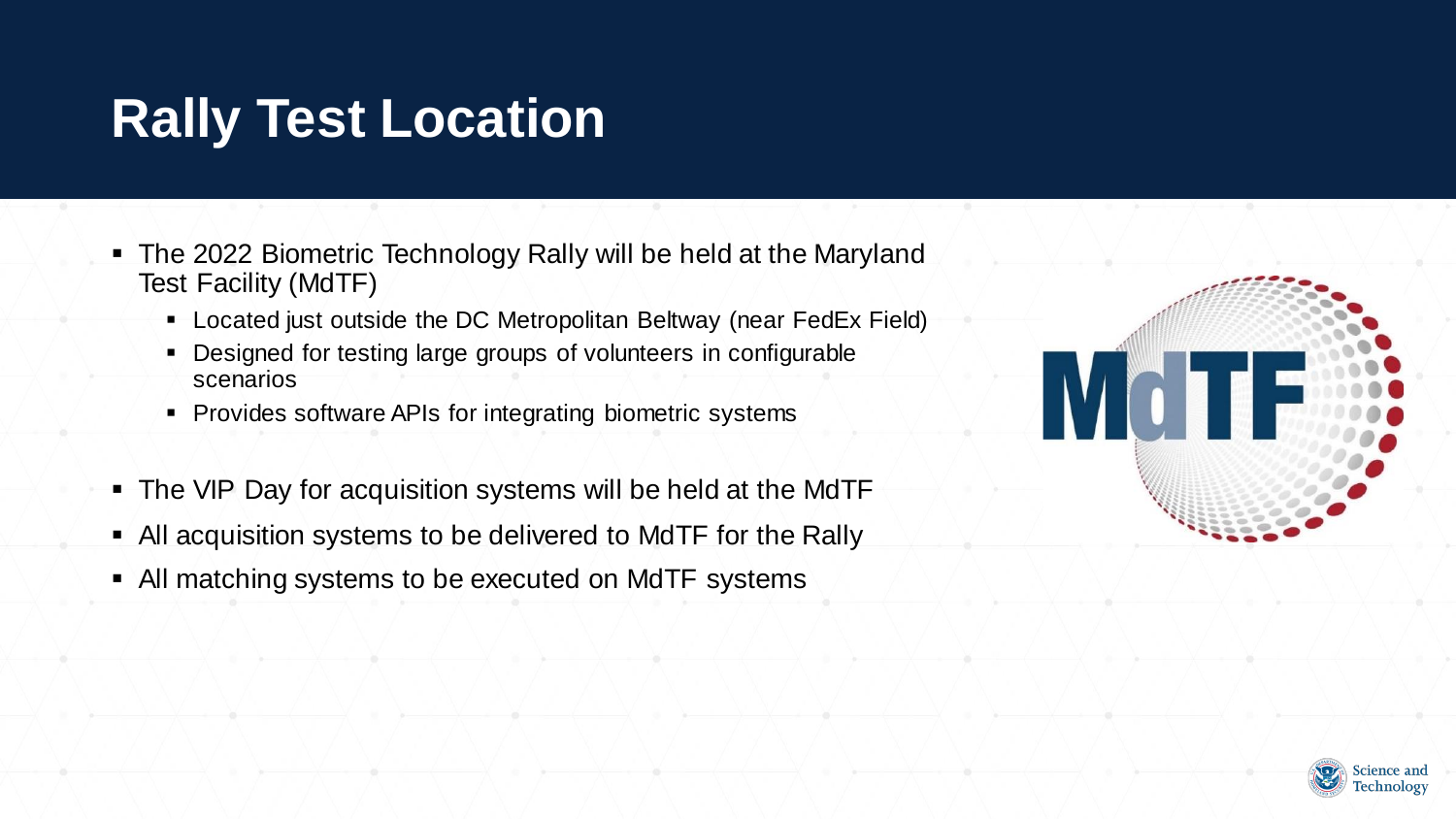# Rally Test Location

- The 2022 Biometric Technology Rally will be held at the Maryland Test Facility (MdTF)
  - Located just outside the DC Metropolitan Beltway (near FedEx Field)
  - Designed for testing large groups of volunteers in configurable scenarios
  - Provides software APIs for integrating biometric systems
- The VIP Day for acquisition systems will be held at the MdTF
- All acquisition systems to be delivered to MdTF for the Rally
- All matching systems to be executed on MdTF systems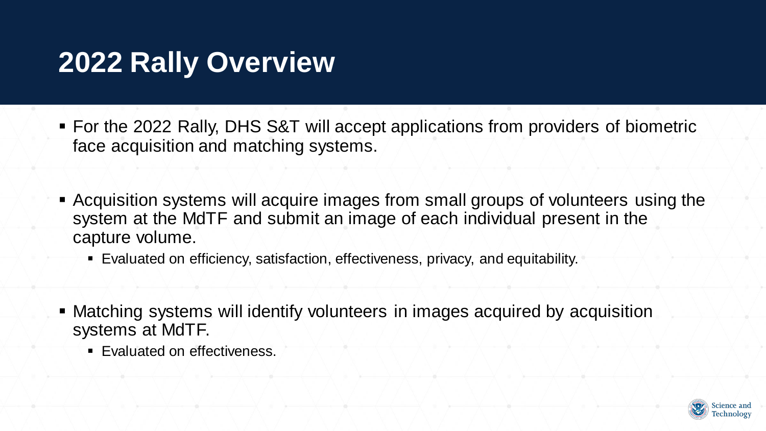# 2022 Rally Overview

- For the 2022 Rally, DHS S&T will accept applications from providers of biometric face acquisition and matching systems.
- Acquisition systems will acquire images from small groups of volunteers using the system at the MdTF and submit an image of each individual present in the capture volume.
  - Evaluated on efficiency, satisfaction, effectiveness, privacy, and equitability.
- Matching systems will identify volunteers in images acquired by acquisition systems at MdTF.
  - Evaluated on effectiveness.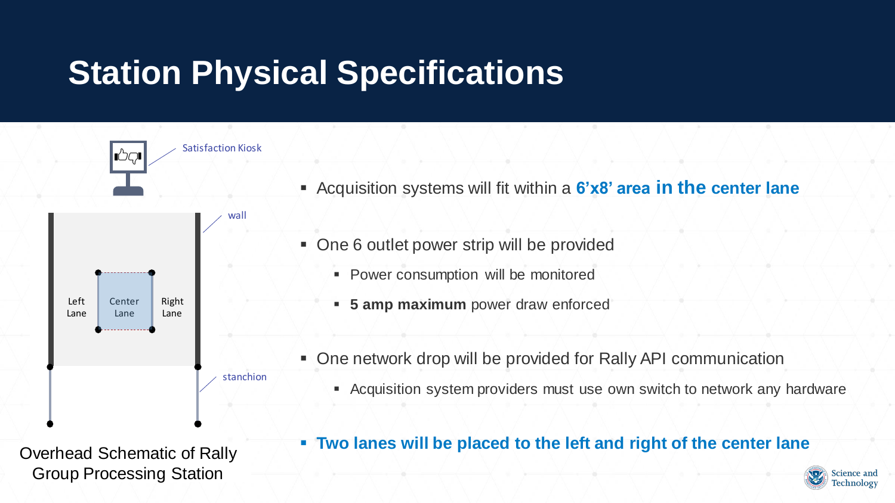# Station Physical Specifications

Satisfaction Kiosk

wall

Left Lane | Center Lane | Right Lane

stanchion

Overhead Schematic of Rally Group Processing Station

- Acquisition systems will fit within a **6'x8' area in the center lane**
- One 6 outlet power strip will be provided
  - Power consumption will be monitored
  - **5 amp maximum** power draw enforced
- One network drop will be provided for Rally API communication
  - Acquisition system providers must use own switch to network any hardware
- **Two lanes will be placed to the left and right of the center lane**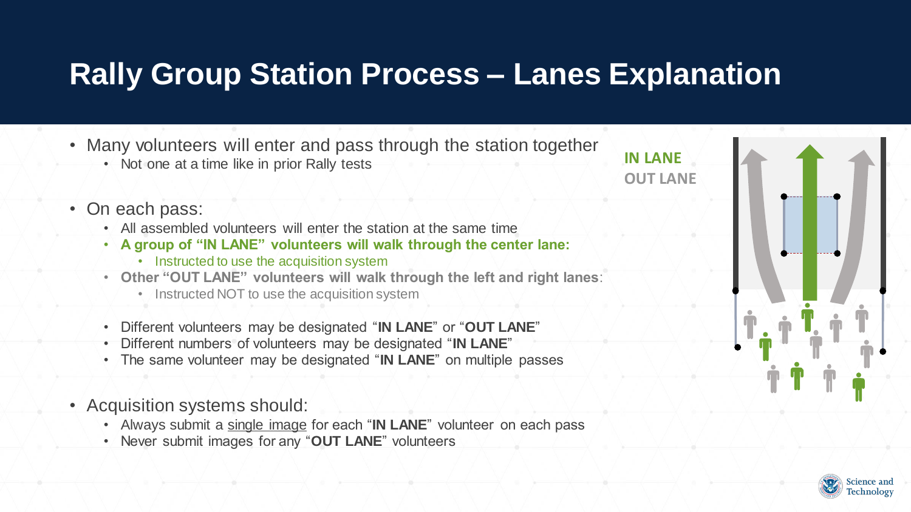# Rally Group Station Process – Lanes Explanation

- Many volunteers will enter and pass through the station together
  - Not one at a time like in prior Rally tests
- On each pass:
  - All assembled volunteers will enter the station at the same time
  - **A group of "IN LANE" volunteers will walk through the center lane:**
    - Instructed to use the acquisition system
  - **Other "OUT LANE" volunteers will walk through the left and right lanes**:
    - Instructed NOT to use the acquisition system
  - Different volunteers may be designated "**IN LANE**" or "**OUT LANE**"
  - Different numbers of volunteers may be designated "**IN LANE**"
  - The same volunteer may be designated "**IN LANE**" on multiple passes
- Acquisition systems should:
  - Always submit a single image for each "**IN LANE**" volunteer on each pass
  - Never submit images for any "**OUT LANE**" volunteers

**IN LANE**
**OUT LANE**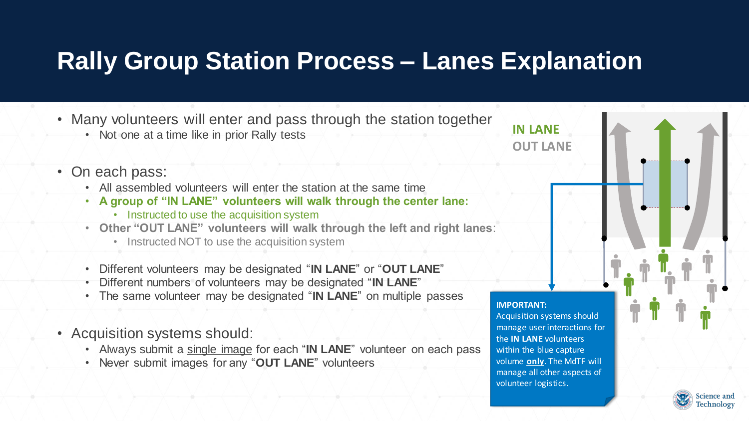# Rally Group Station Process – Lanes Explanation

- Many volunteers will enter and pass through the station together
  - Not one at a time like in prior Rally tests
- On each pass:
  - All assembled volunteers will enter the station at the same time
  - **A group of "IN LANE" volunteers will walk through the center lane:**
    - Instructed to use the acquisition system
  - **Other "OUT LANE" volunteers will walk through the left and right lanes**:
    - Instructed NOT to use the acquisition system
  - Different volunteers may be designated "**IN LANE**" or "**OUT LANE**"
  - Different numbers of volunteers may be designated "**IN LANE**"
  - The same volunteer may be designated "**IN LANE**" on multiple passes
- Acquisition systems should:
  - Always submit a single image for each "**IN LANE**" volunteer on each pass
  - Never submit images for any "**OUT LANE**" volunteers

**IN LANE**

**OUT LANE**

**IMPORTANT:**
Acquisition systems should manage user interactions for the **IN LANE** volunteers within the blue capture volume **only**. The MdTF will manage all other aspects of volunteer logistics.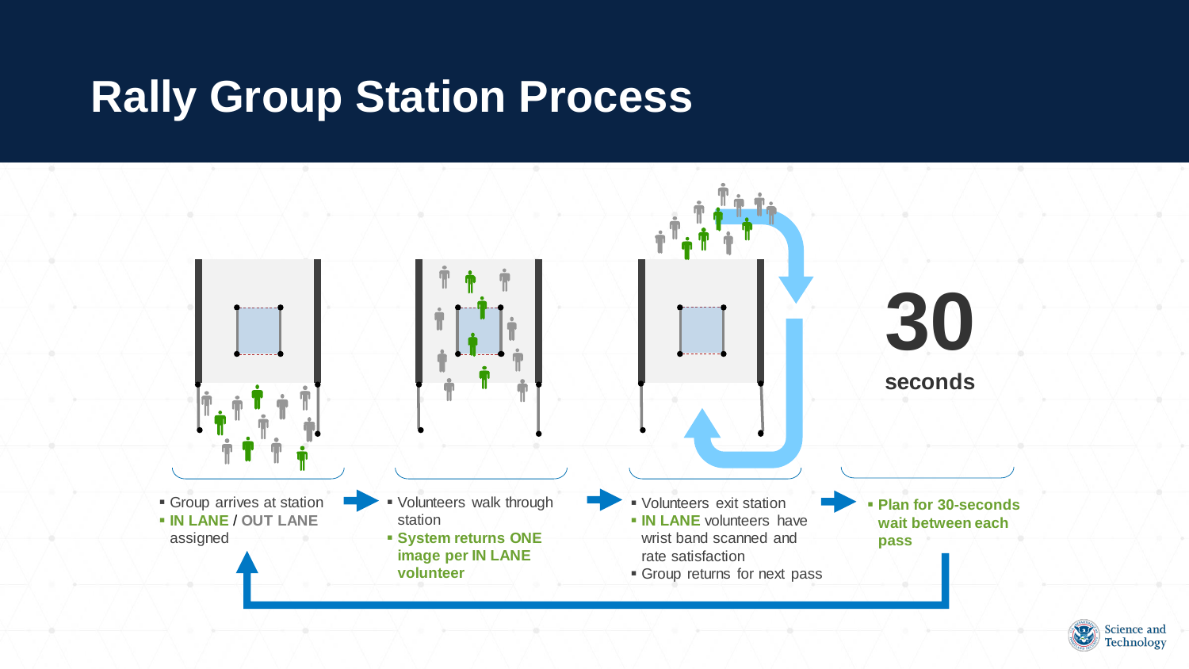# Rally Group Station Process

- Group arrives at station
- **IN LANE** / **OUT LANE** assigned

- Volunteers walk through station
- **System returns ONE image per IN LANE volunteer**

- Volunteers exit station
- **IN LANE** volunteers have wrist band scanned and rate satisfaction
- Group returns for next pass

- **Plan for 30-seconds wait between each pass**

**30**

**seconds**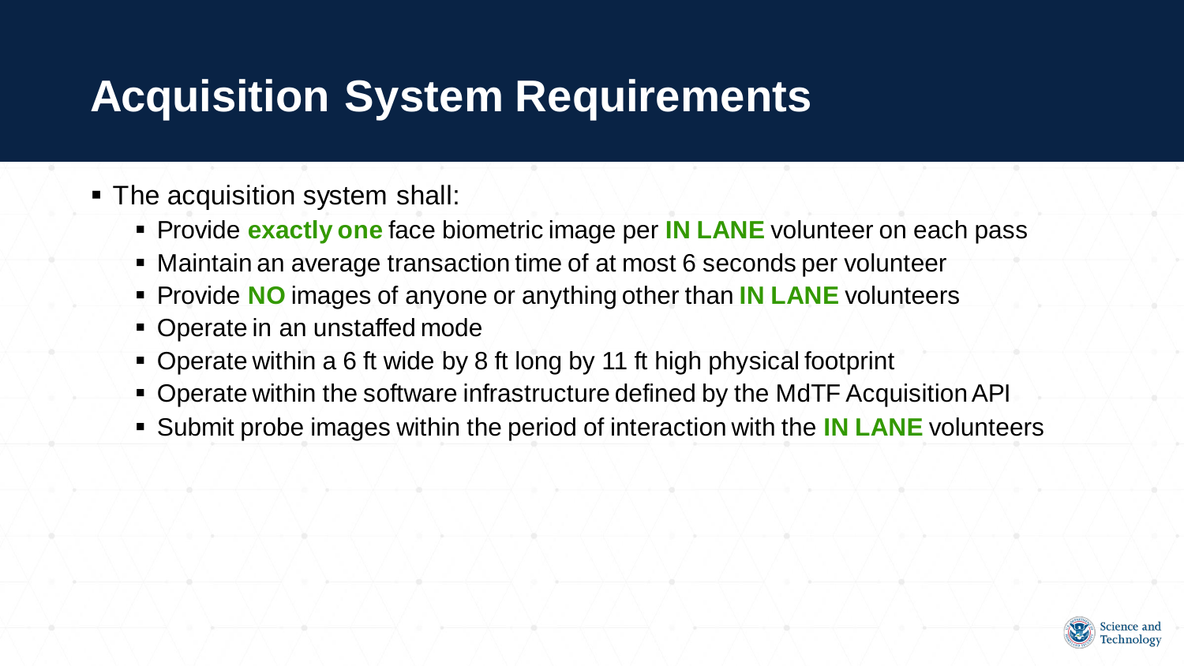# Acquisition System Requirements

- The acquisition system shall:
  - Provide **exactly one** face biometric image per **IN LANE** volunteer on each pass
  - Maintain an average transaction time of at most 6 seconds per volunteer
  - Provide **NO** images of anyone or anything other than **IN LANE** volunteers
  - Operate in an unstaffed mode
  - Operate within a 6 ft wide by 8 ft long by 11 ft high physical footprint
  - Operate within the software infrastructure defined by the MdTF Acquisition API
  - Submit probe images within the period of interaction with the **IN LANE** volunteers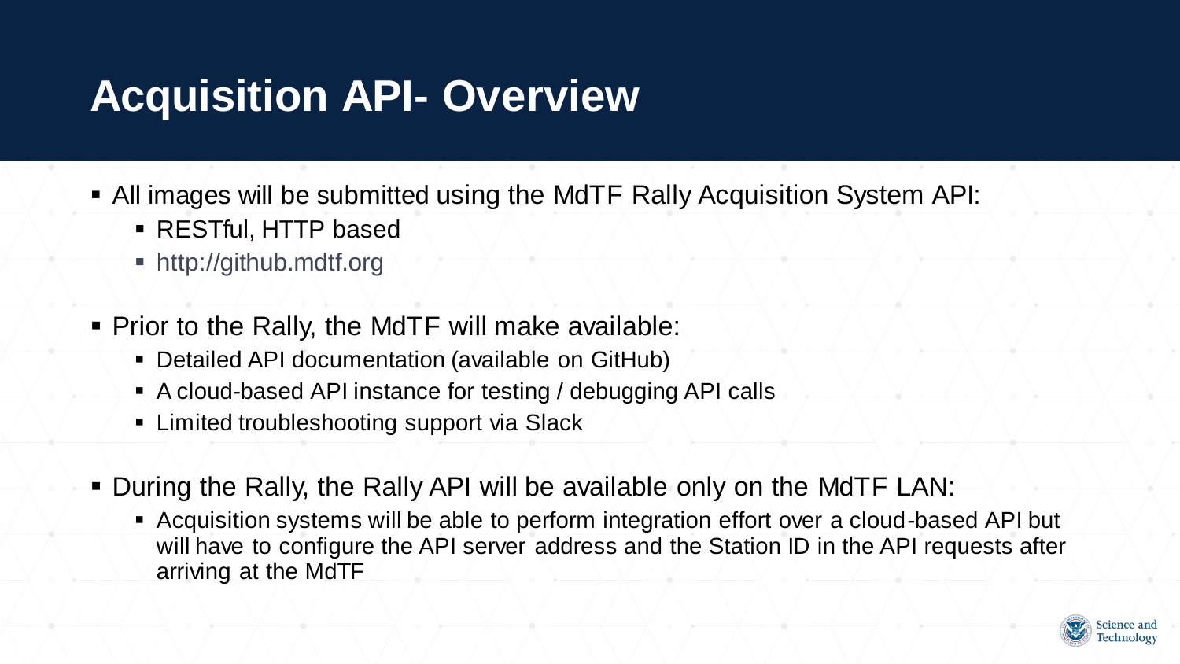# Acquisition API- Overview

- All images will be submitted using the MdTF Rally Acquisition System API:
  - RESTful, HTTP based
  - http://github.mdtf.org
- Prior to the Rally, the MdTF will make available:
  - Detailed API documentation (available on GitHub)
  - A cloud-based API instance for testing / debugging API calls
  - Limited troubleshooting support via Slack
- During the Rally, the Rally API will be available only on the MdTF LAN:
  - Acquisition systems will be able to perform integration effort over a cloud-based API but will have to configure the API server address and the Station ID in the API requests after arriving at the MdTF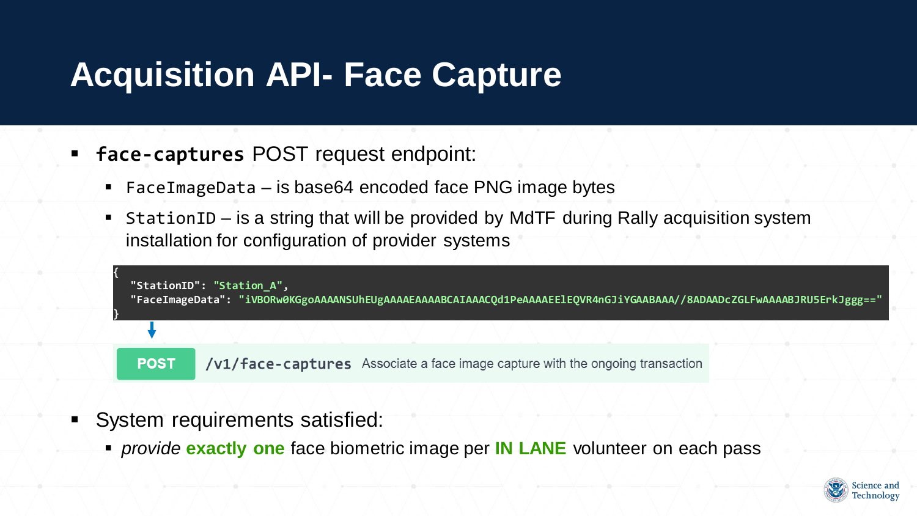# Acquisition API- Face Capture

- **`face-captures`** POST request endpoint:
  - `FaceImageData` – is base64 encoded face PNG image bytes
  - `StationID` – is a string that will be provided by MdTF during Rally acquisition system installation for configuration of provider systems

```
{
  "StationID": "Station_A",
  "FaceImageData": "iVBORw0KGgoAAAANSUhEUgAAAAEAAAABCAIAAACQd1PeAAAAEElEQVR4nGJiYGAABAAA//8ADADcZGLFwAAAABJRU5ErkJggg=="
}
```

**POST** `/v1/face-captures` Associate a face image capture with the ongoing transaction

- System requirements satisfied:
  - *provide* **exactly one** face biometric image per **IN LANE** volunteer on each pass

Science and Technology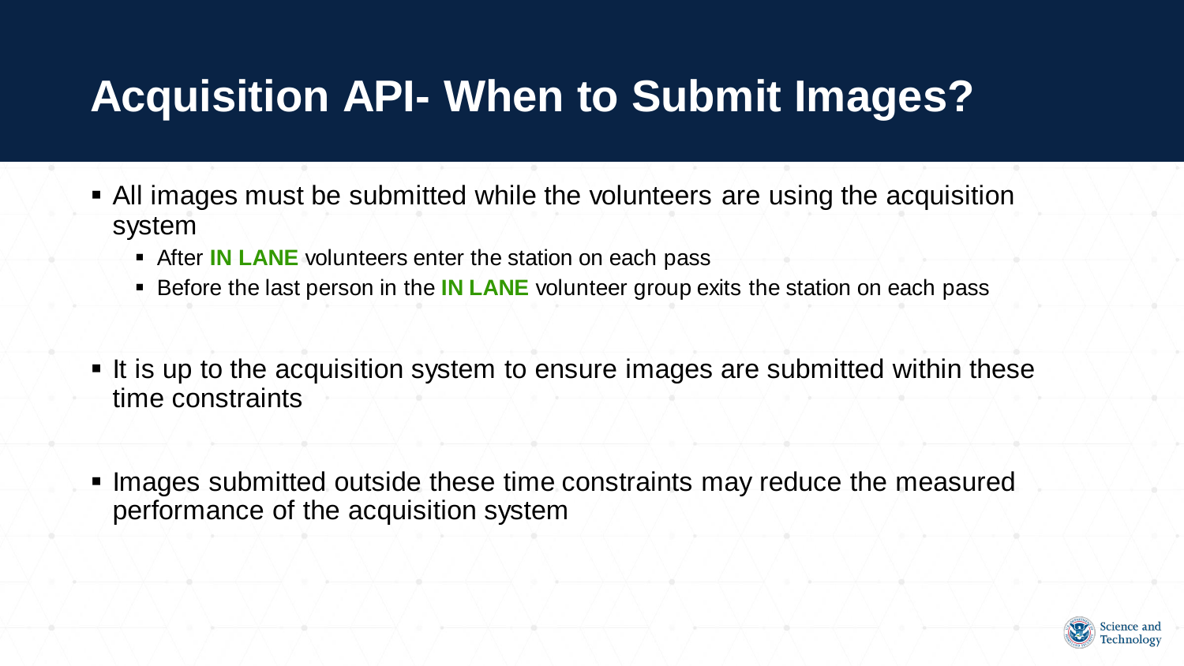# Acquisition API- When to Submit Images?

- All images must be submitted while the volunteers are using the acquisition system
  - After **IN LANE** volunteers enter the station on each pass
  - Before the last person in the **IN LANE** volunteer group exits the station on each pass

- It is up to the acquisition system to ensure images are submitted within these time constraints

- Images submitted outside these time constraints may reduce the measured performance of the acquisition system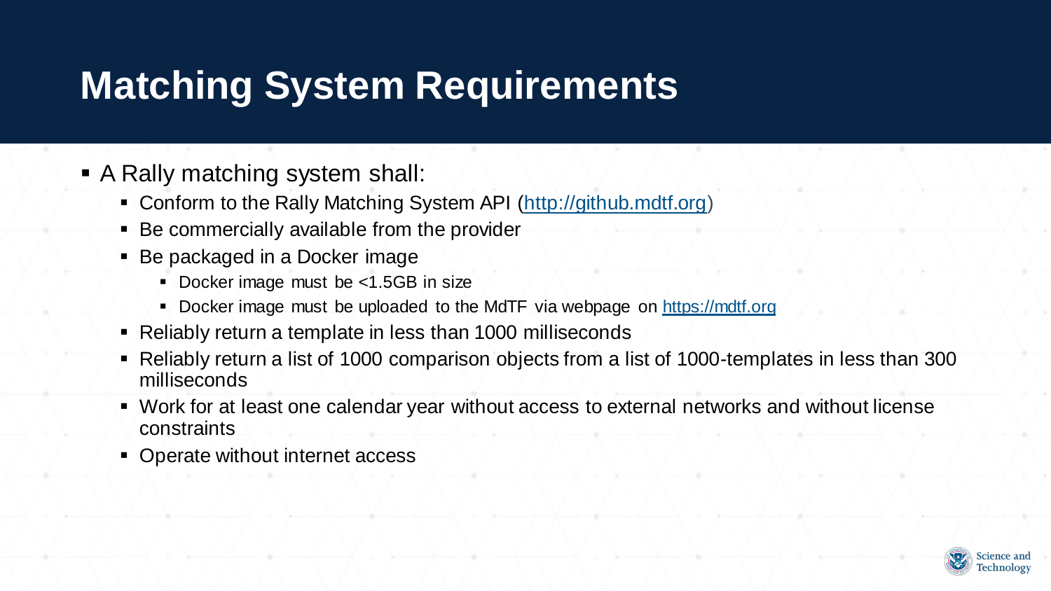# Matching System Requirements

- A Rally matching system shall:
  - Conform to the Rally Matching System API ([http://github.mdtf.org](http://github.mdtf.org))
  - Be commercially available from the provider
  - Be packaged in a Docker image
    - Docker image must be <1.5GB in size
    - Docker image must be uploaded to the MdTF via webpage on [https://mdtf.org](https://mdtf.org)
  - Reliably return a template in less than 1000 milliseconds
  - Reliably return a list of 1000 comparison objects from a list of 1000-templates in less than 300 milliseconds
  - Work for at least one calendar year without access to external networks and without license constraints
  - Operate without internet access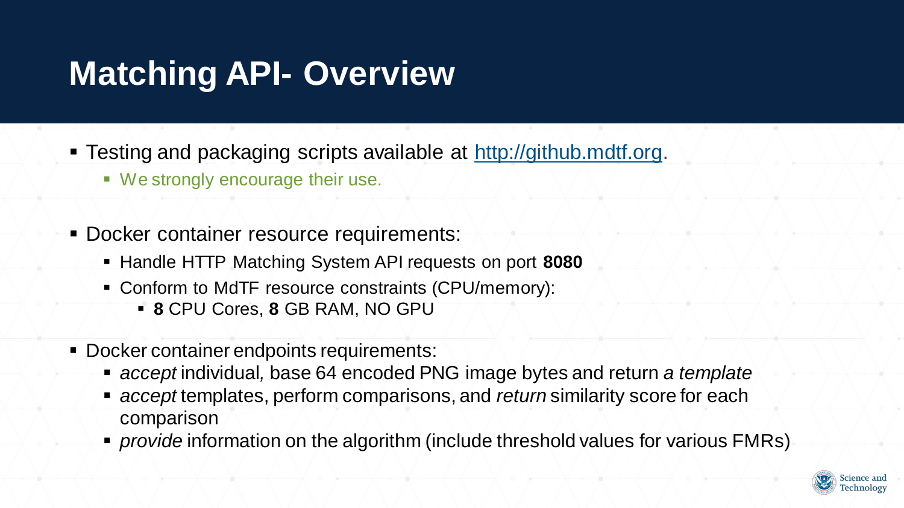# Matching API- Overview

- Testing and packaging scripts available at [http://github.mdtf.org](http://github.mdtf.org).
  - We strongly encourage their use.

- Docker container resource requirements:
  - Handle HTTP Matching System API requests on port **8080**
  - Conform to MdTF resource constraints (CPU/memory):
    - **8** CPU Cores, **8** GB RAM, NO GPU

- Docker container endpoints requirements:
  - *accept* individual, base 64 encoded PNG image bytes and return *a template*
  - *accept* templates, perform comparisons, and *return* similarity score for each comparison
  - *provide* information on the algorithm (include threshold values for various FMRs)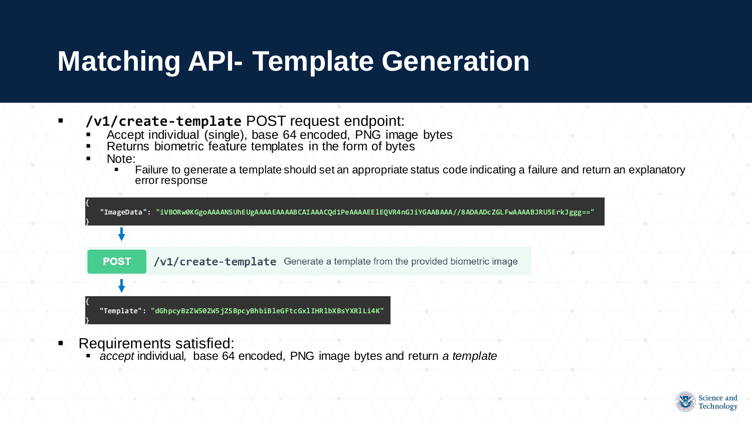# Matching API- Template Generation

- `/v1/create-template` POST request endpoint:
  - Accept individual (single), base 64 encoded, PNG image bytes
  - Returns biometric feature templates in the form of bytes
  - Note:
    - Failure to generate a template should set an appropriate status code indicating a failure and return an explanatory error response

```
{
  "ImageData": "iVBORw0KGgoAAAANSUhEUgAAAAEAAAABCAIAAACQd1PeAAAAEElEQVR4nGJiYGAABAAA//8ADAADcZGLFwAAAABJRU5ErkJggg=="
}
```

**POST** `/v1/create-template` Generate a template from the provided biometric image

```
{
  "Template": "dGhpcyBzZW50ZW5jZSBpcyBhbiBleGFtcGxlIHRlbXBsYXRlLi4K"
}
```

- Requirements satisfied:
  - *accept* individual*,* base 64 encoded, PNG image bytes and return *a template*

Science and Technology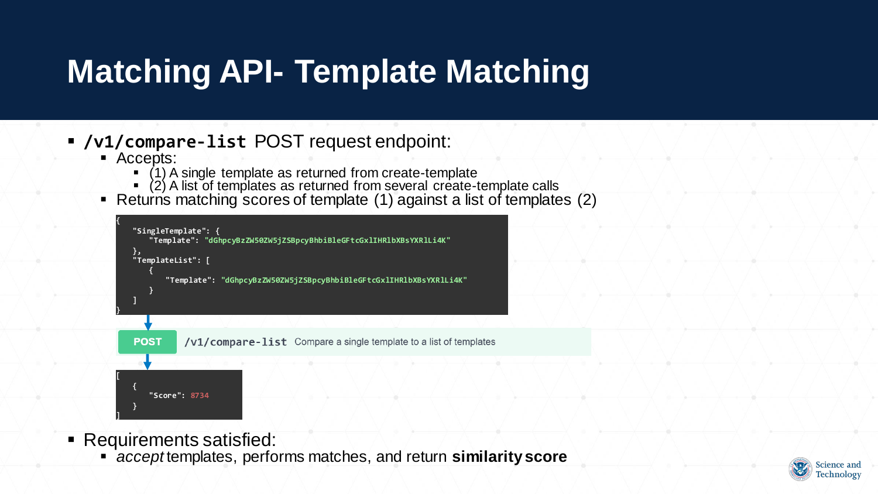# Matching API- Template Matching

- **`/v1/compare-list`** POST request endpoint:
  - Accepts:
    - (1) A single template as returned from create-template
    - (2) A list of templates as returned from several create-template calls
  - Returns matching scores of template (1) against a list of templates (2)

```
{
    "SingleTemplate": {
        "Template": "dGhpcyBzZW50ZW5jZSBpcyBhbiBleGFtcGxlIHRlbXBsYXRlLi4K"
    },
    "TemplateList": [
        {
            "Template": "dGhpcyBzZW50ZW5jZSBpcyBhbiBleGFtcGxlIHRlbXBsYXRlLi4K"
        }
    ]
}
```

**POST** `/v1/compare-list` Compare a single template to a list of templates

```
[
    {
        "Score": 8734
    }
]
```

- Requirements satisfied:
  - *accept* templates, performs matches, and return **similarity score**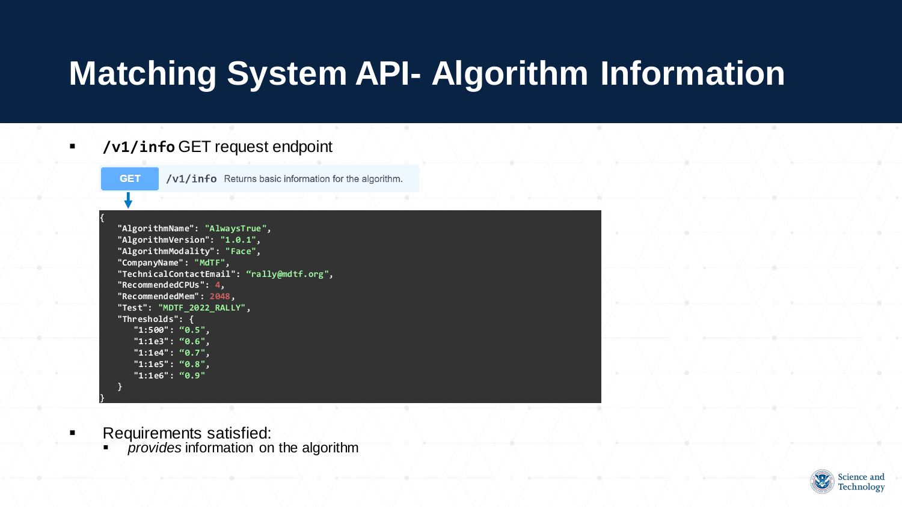# Matching System API- Algorithm Information

- `/v1/info` GET request endpoint

**GET** `/v1/info` Returns basic information for the algorithm.

```
{
   "AlgorithmName": "AlwaysTrue",
   "AlgorithmVersion": "1.0.1",
   "AlgorithmModality": "Face",
   "CompanyName": "MdTF",
   "TechnicalContactEmail": “rally@mdtf.org",
   "RecommendedCPUs": 4,
   "RecommendedMem": 2048,
   "Test": "MDTF_2022_RALLY",
   "Thresholds": {
      "1:500": “0.5",
      "1:1e3": “0.6",
      "1:1e4": “0.7",
      "1:1e5": “0.8",
      "1:1e6": “0.9"
   }
}
```

- Requirements satisfied:
  - *provides* information on the algorithm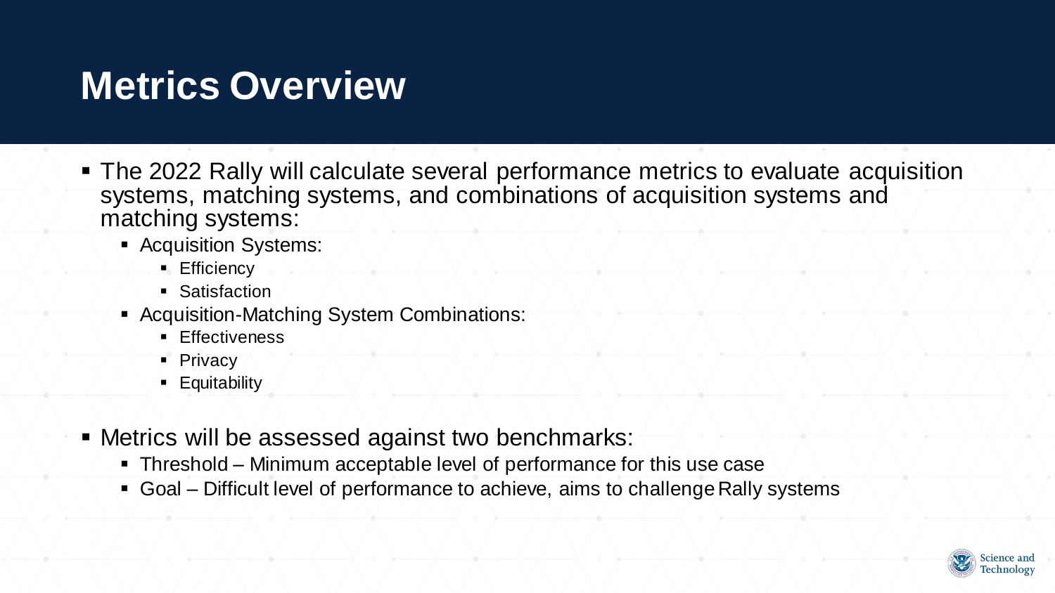# Metrics Overview

- The 2022 Rally will calculate several performance metrics to evaluate acquisition systems, matching systems, and combinations of acquisition systems and matching systems:
  - Acquisition Systems:
    - Efficiency
    - Satisfaction
  - Acquisition-Matching System Combinations:
    - Effectiveness
    - Privacy
    - Equitability
- Metrics will be assessed against two benchmarks:
  - Threshold – Minimum acceptable level of performance for this use case
  - Goal – Difficult level of performance to achieve, aims to challenge Rally systems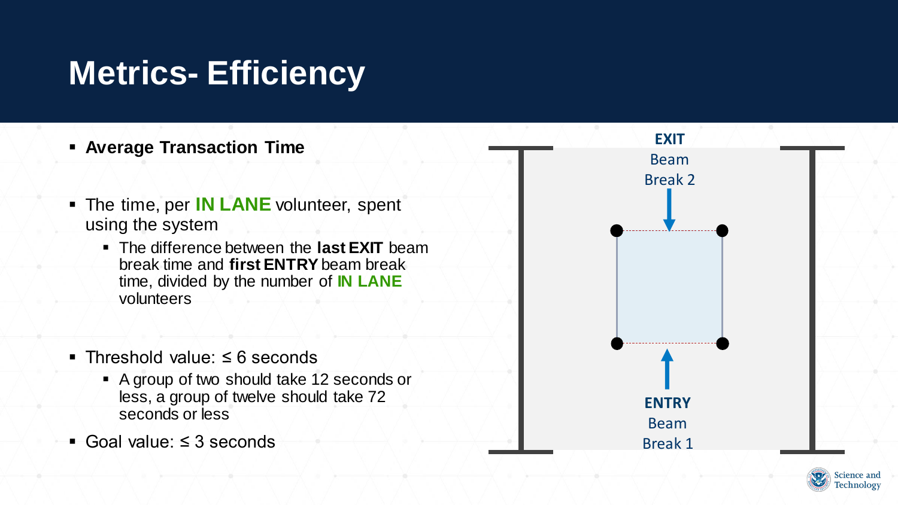# Metrics- Efficiency

- **Average Transaction Time**
- The time, per **IN LANE** volunteer, spent using the system
  - The difference between the **last EXIT** beam break time and **first ENTRY** beam break time, divided by the number of **IN LANE** volunteers
- Threshold value: ≤ 6 seconds
  - A group of two should take 12 seconds or less, a group of twelve should take 72 seconds or less
- Goal value: ≤ 3 seconds

**EXIT**
Beam
Break 2

**ENTRY**
Beam
Break 1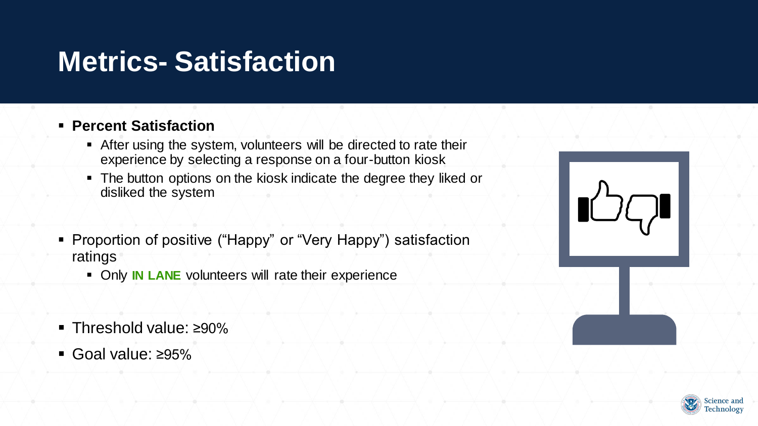# Metrics- Satisfaction

- **Percent Satisfaction**
  - After using the system, volunteers will be directed to rate their experience by selecting a response on a four-button kiosk
  - The button options on the kiosk indicate the degree they liked or disliked the system

- Proportion of positive (“Happy” or “Very Happy”) satisfaction ratings
  - Only **IN LANE** volunteers will rate their experience

- Threshold value: ≥90%
- Goal value: ≥95%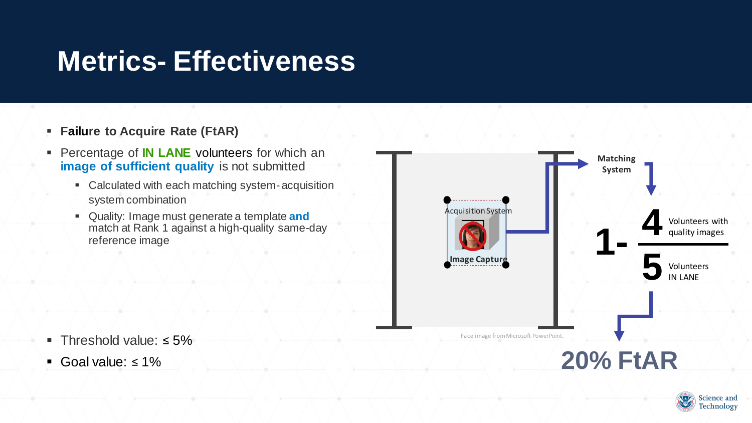# Metrics- Effectiveness

- **Failure to Acquire Rate (FtAR)**
- Percentage of **IN LANE** volunteers for which an **image of sufficient quality** is not submitted
  - Calculated with each matching system-acquisition system combination
  - Quality: Image must generate a template **and** match at Rank 1 against a high-quality same-day reference image

Acquisition System

Image Capture

Matching System

$$1 - \frac{4}{5}$$

4 Volunteers with quality images

5 Volunteers IN LANE

Face image from Microsoft PowerPoint.

**20% FtAR**

- Threshold value: ≤ 5%
- Goal value: ≤ 1%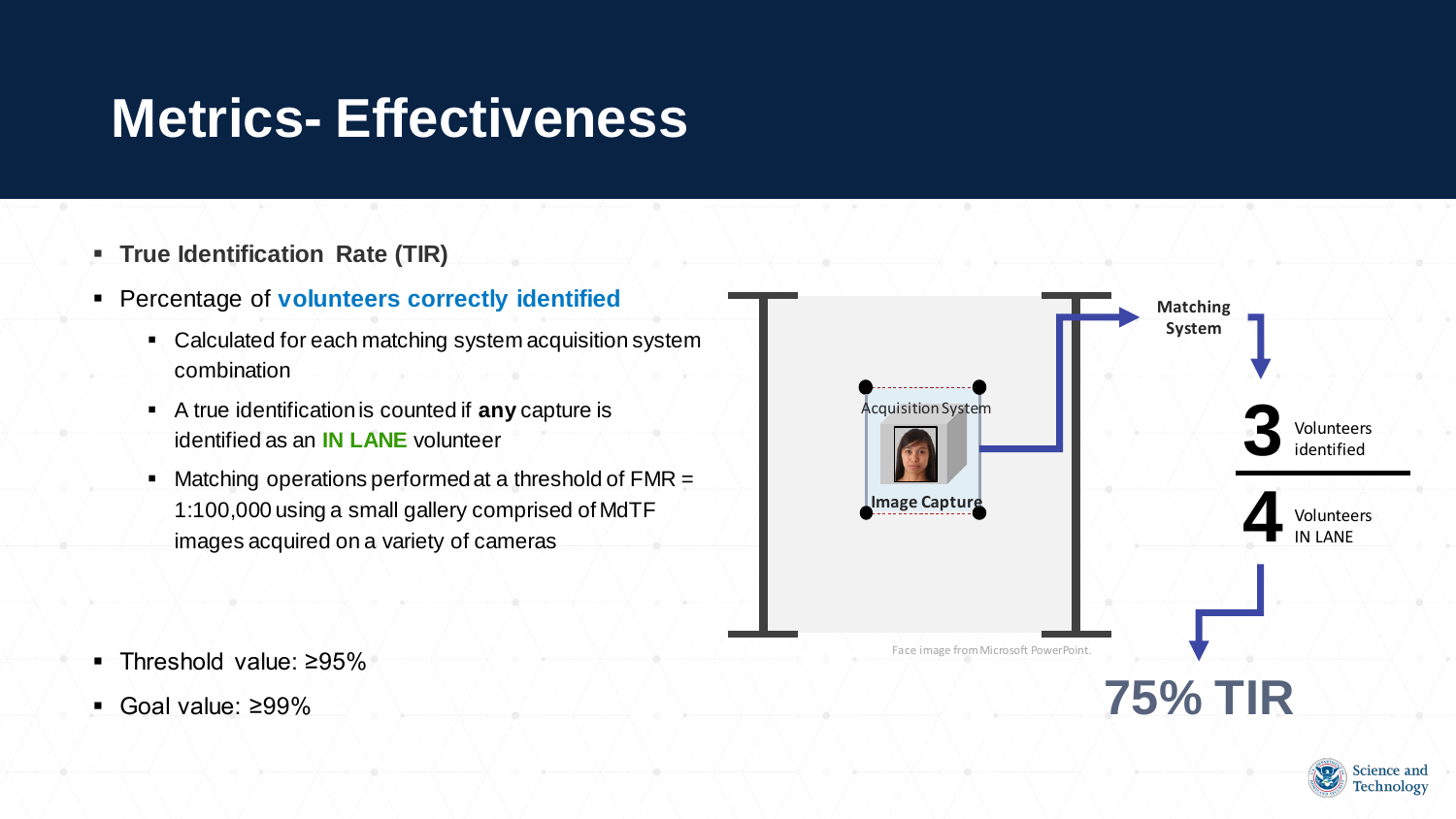# Metrics- Effectiveness

- **True Identification Rate (TIR)**
- Percentage of **volunteers correctly identified**
  - Calculated for each matching system acquisition system combination
  - A true identification is counted if **any** capture is identified as an **IN LANE** volunteer
  - Matching operations performed at a threshold of FMR = 1:100,000 using a small gallery comprised of MdTF images acquired on a variety of cameras

- Threshold value: ≥95%
- Goal value: ≥99%

Acquisition System

Image Capture

Matching System

**3** Volunteers identified

**4** Volunteers IN LANE

**75% TIR**

Face image from Microsoft PowerPoint.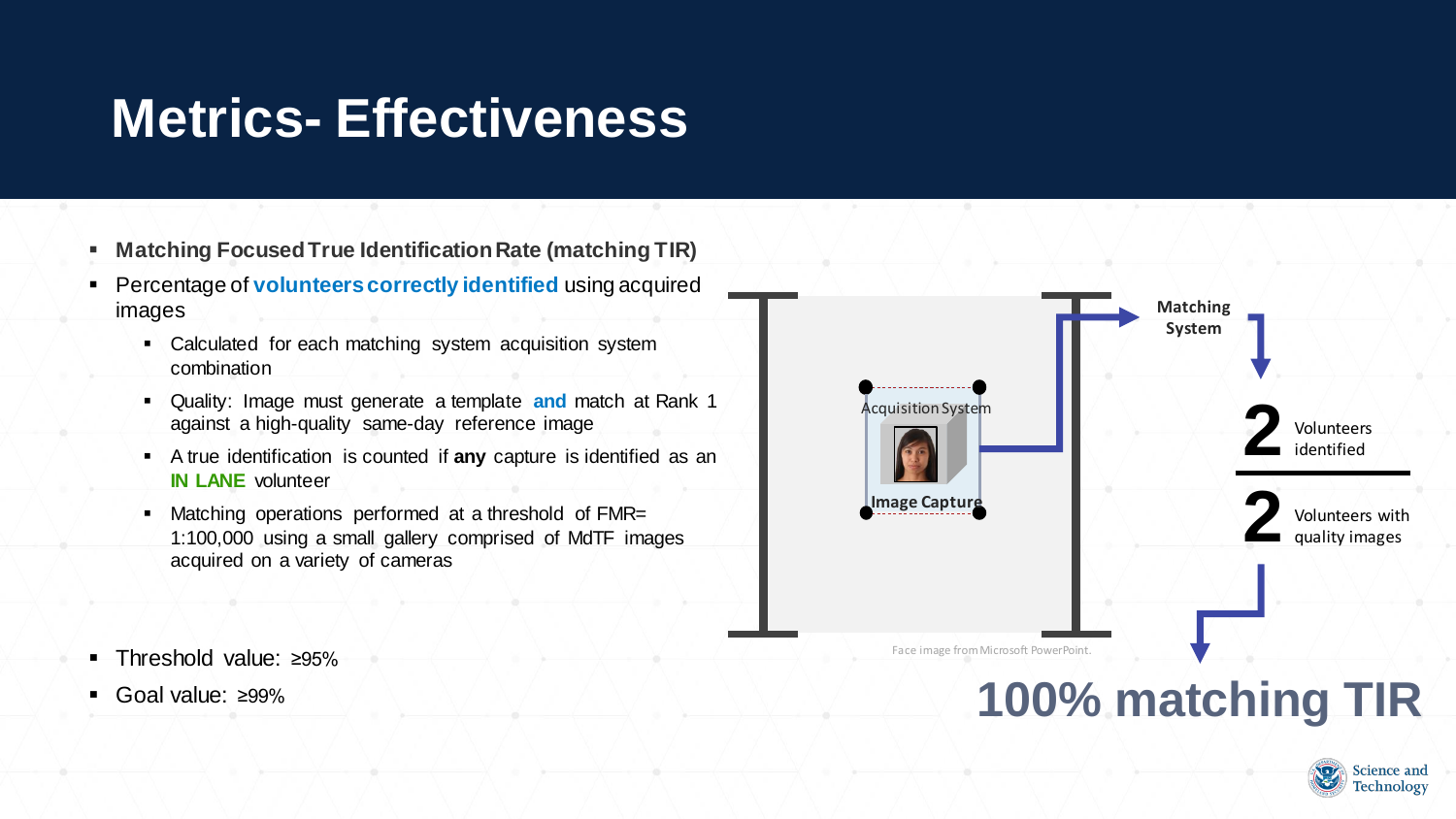# Metrics- Effectiveness

- **Matching Focused True Identification Rate (matching TIR)**
- Percentage of **volunteers correctly identified** using acquired images
  - Calculated for each matching system acquisition system combination
  - Quality: Image must generate a template **and** match at Rank 1 against a high-quality same-day reference image
  - A true identification is counted if **any** capture is identified as an **IN LANE** volunteer
  - Matching operations performed at a threshold of FMR= 1:100,000 using a small gallery comprised of MdTF images acquired on a variety of cameras

- Threshold value: ≥95%
- Goal value: ≥99%

Acquisition System

Image Capture

Matching System

**2** Volunteers identified

**2** Volunteers with quality images

**100% matching TIR**

Face image from Microsoft PowerPoint.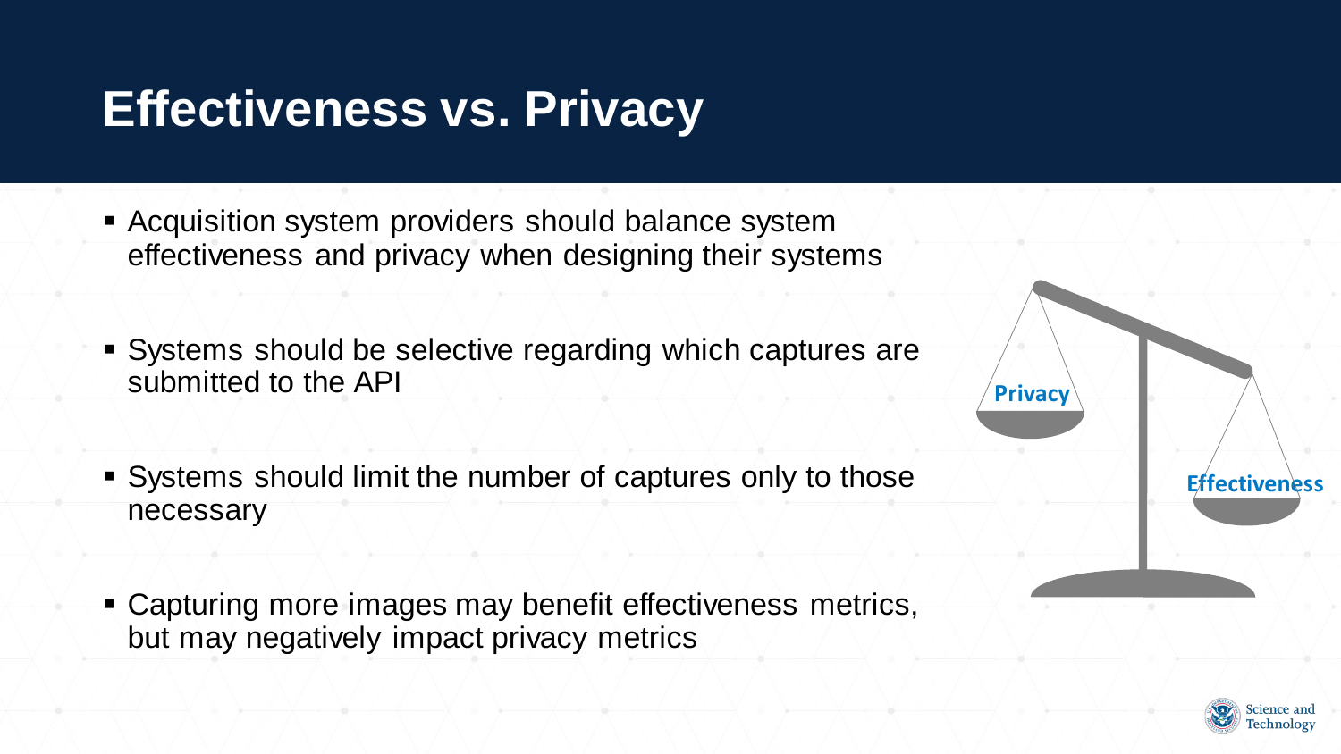# Effectiveness vs. Privacy

- Acquisition system providers should balance system effectiveness and privacy when designing their systems
- Systems should be selective regarding which captures are submitted to the API
- Systems should limit the number of captures only to those necessary
- Capturing more images may benefit effectiveness metrics, but may negatively impact privacy metrics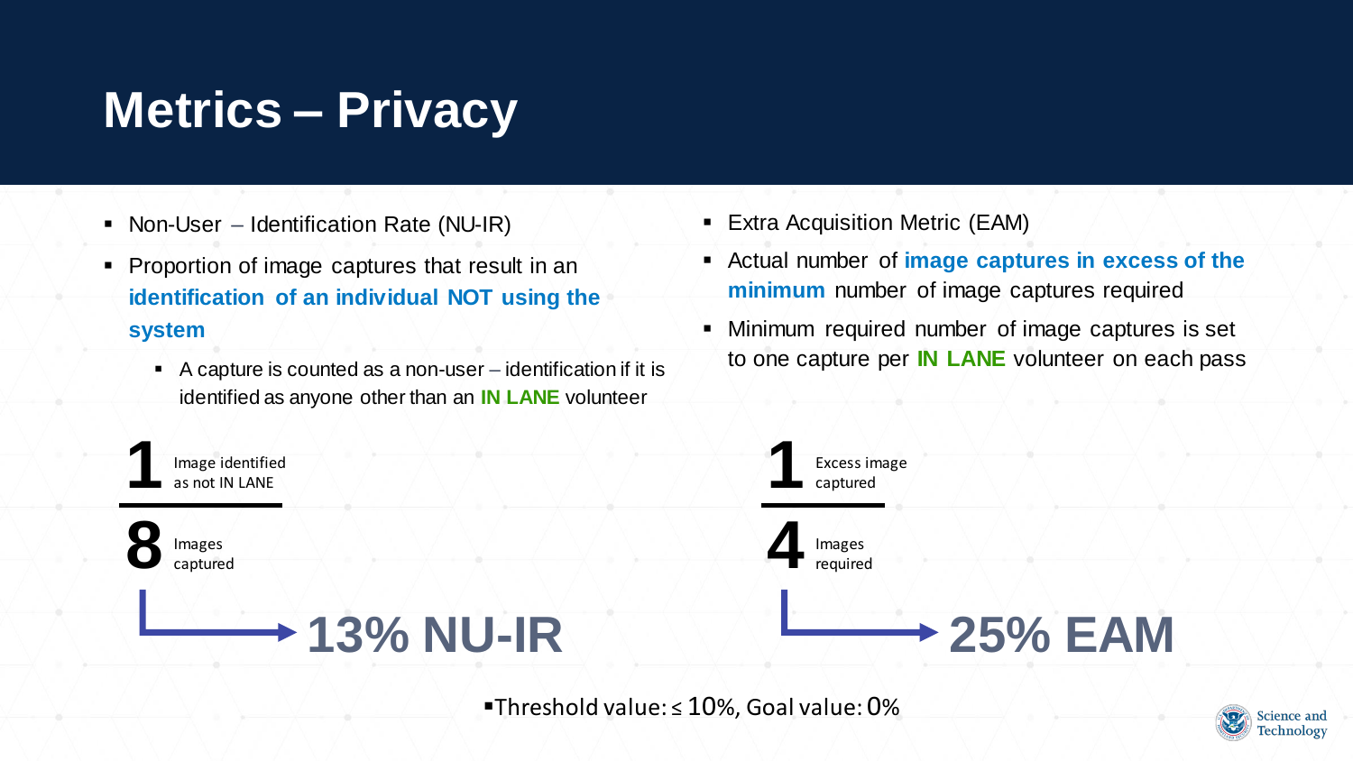# Metrics – Privacy

- Non-User – Identification Rate (NU-IR)
- Proportion of image captures that result in an **identification of an individual NOT using the system**
  - A capture is counted as a non-user – identification if it is identified as anyone other than an **IN LANE** volunteer

**1** Image identified as not IN LANE

**8** Images captured

→ **13% NU-IR**

- Extra Acquisition Metric (EAM)
- Actual number of **image captures in excess of the minimum** number of image captures required
- Minimum required number of image captures is set to one capture per **IN LANE** volunteer on each pass

**1** Excess image captured

**4** Images required

→ **25% EAM**

- Threshold value: ≤ 10%, Goal value: 0%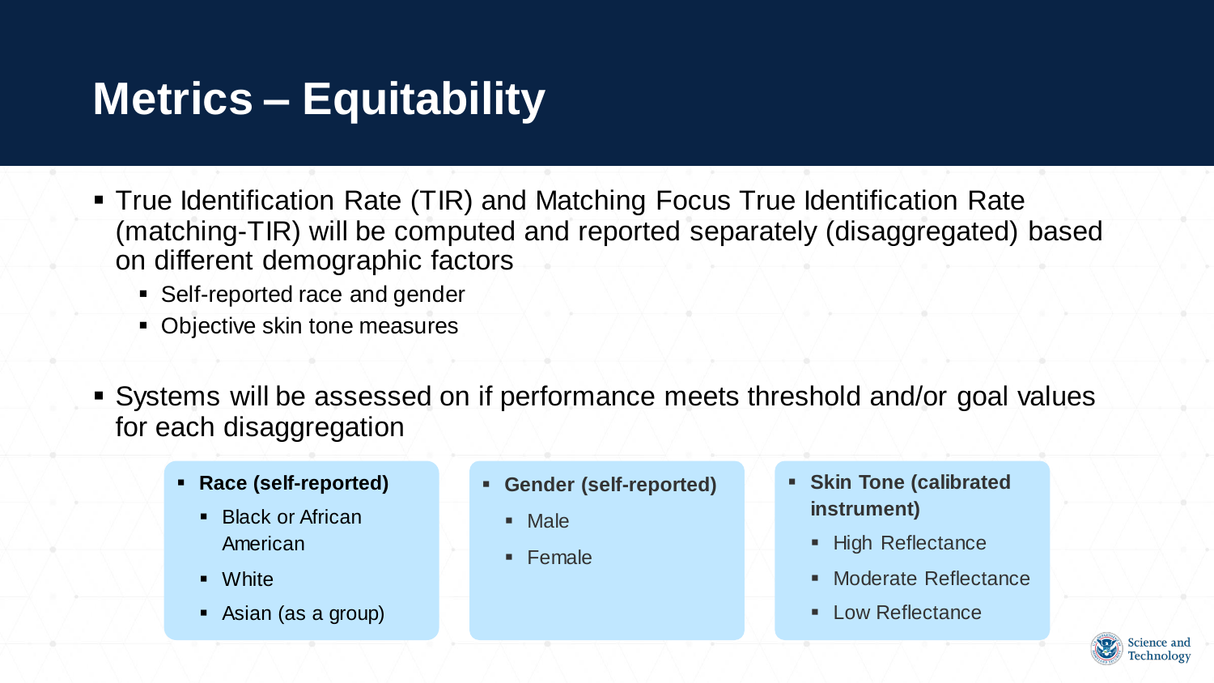# Metrics – Equitability

- True Identification Rate (TIR) and Matching Focus True Identification Rate (matching-TIR) will be computed and reported separately (disaggregated) based on different demographic factors
  - Self-reported race and gender
  - Objective skin tone measures

- Systems will be assessed on if performance meets threshold and/or goal values for each disaggregation

- **Race (self-reported)**
  - Black or African American
  - White
  - Asian (as a group)

- **Gender (self-reported)**
  - Male
  - Female

- **Skin Tone (calibrated instrument)**
  - High Reflectance
  - Moderate Reflectance
  - Low Reflectance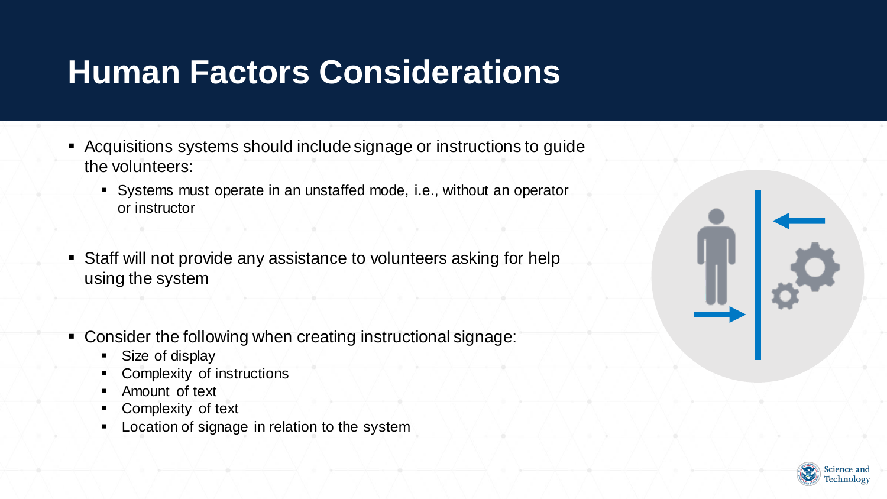# Human Factors Considerations

- Acquisitions systems should include signage or instructions to guide the volunteers:
  - Systems must operate in an unstaffed mode, i.e., without an operator or instructor
- Staff will not provide any assistance to volunteers asking for help using the system
- Consider the following when creating instructional signage:
  - Size of display
  - Complexity of instructions
  - Amount of text
  - Complexity of text
  - Location of signage in relation to the system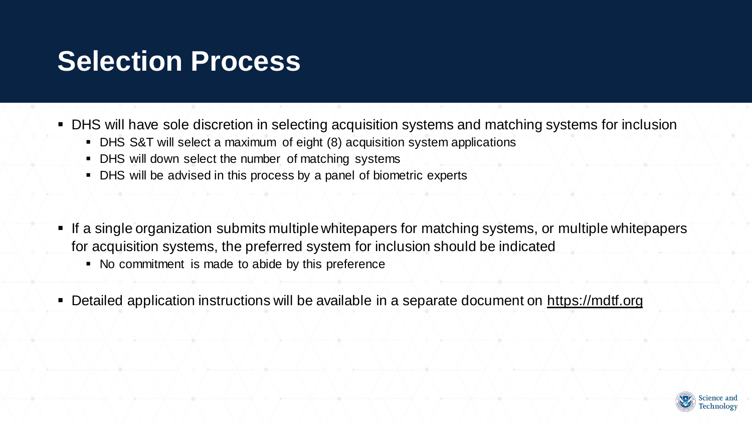# Selection Process

- DHS will have sole discretion in selecting acquisition systems and matching systems for inclusion
  - DHS S&T will select a maximum of eight (8) acquisition system applications
  - DHS will down select the number of matching systems
  - DHS will be advised in this process by a panel of biometric experts

- If a single organization submits multiple whitepapers for matching systems, or multiple whitepapers for acquisition systems, the preferred system for inclusion should be indicated
  - No commitment is made to abide by this preference

- Detailed application instructions will be available in a separate document on https://mdtf.org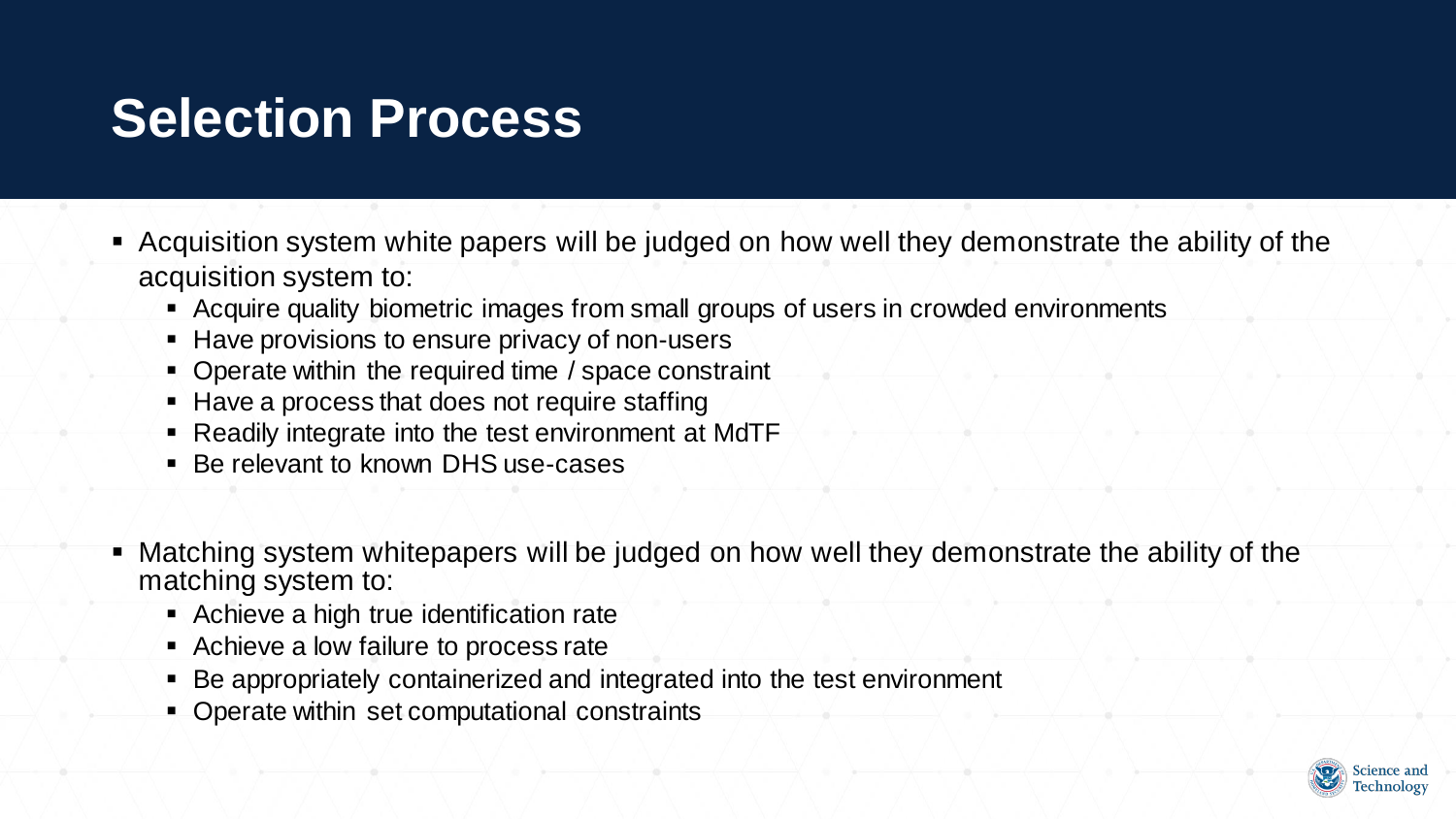# Selection Process

- Acquisition system white papers will be judged on how well they demonstrate the ability of the acquisition system to:
  - Acquire quality biometric images from small groups of users in crowded environments
  - Have provisions to ensure privacy of non-users
  - Operate within the required time / space constraint
  - Have a process that does not require staffing
  - Readily integrate into the test environment at MdTF
  - Be relevant to known DHS use-cases

- Matching system whitepapers will be judged on how well they demonstrate the ability of the matching system to:
  - Achieve a high true identification rate
  - Achieve a low failure to process rate
  - Be appropriately containerized and integrated into the test environment
  - Operate within set computational constraints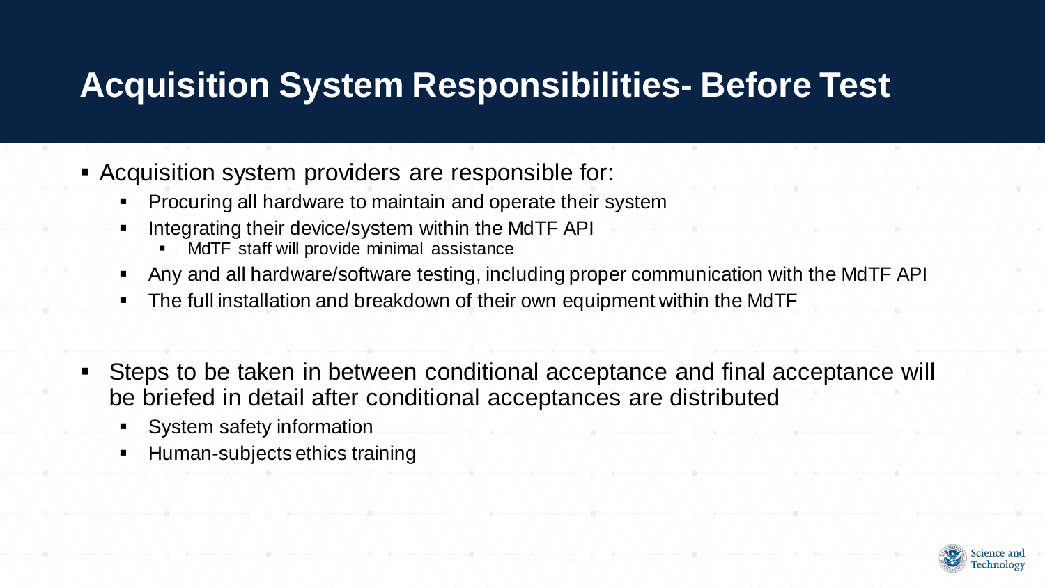# Acquisition System Responsibilities- Before Test

- Acquisition system providers are responsible for:
  - Procuring all hardware to maintain and operate their system
  - Integrating their device/system within the MdTF API
    - MdTF staff will provide minimal assistance
  - Any and all hardware/software testing, including proper communication with the MdTF API
  - The full installation and breakdown of their own equipment within the MdTF

- Steps to be taken in between conditional acceptance and final acceptance will be briefed in detail after conditional acceptances are distributed
  - System safety information
  - Human-subjects ethics training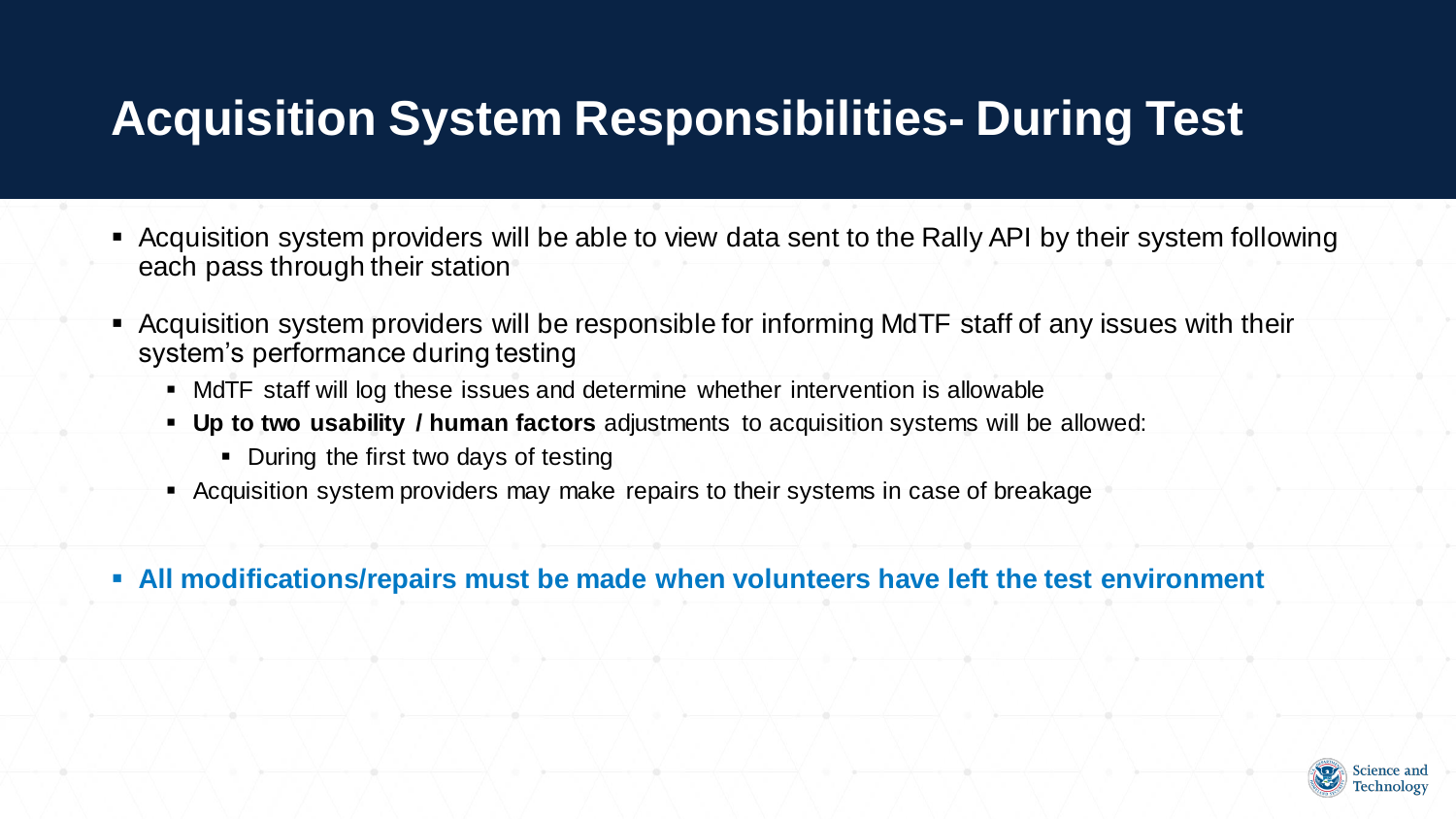# Acquisition System Responsibilities- During Test

- Acquisition system providers will be able to view data sent to the Rally API by their system following each pass through their station
- Acquisition system providers will be responsible for informing MdTF staff of any issues with their system's performance during testing
  - MdTF staff will log these issues and determine whether intervention is allowable
  - **Up to two usability / human factors** adjustments to acquisition systems will be allowed:
    - During the first two days of testing
  - Acquisition system providers may make repairs to their systems in case of breakage
- **All modifications/repairs must be made when volunteers have left the test environment**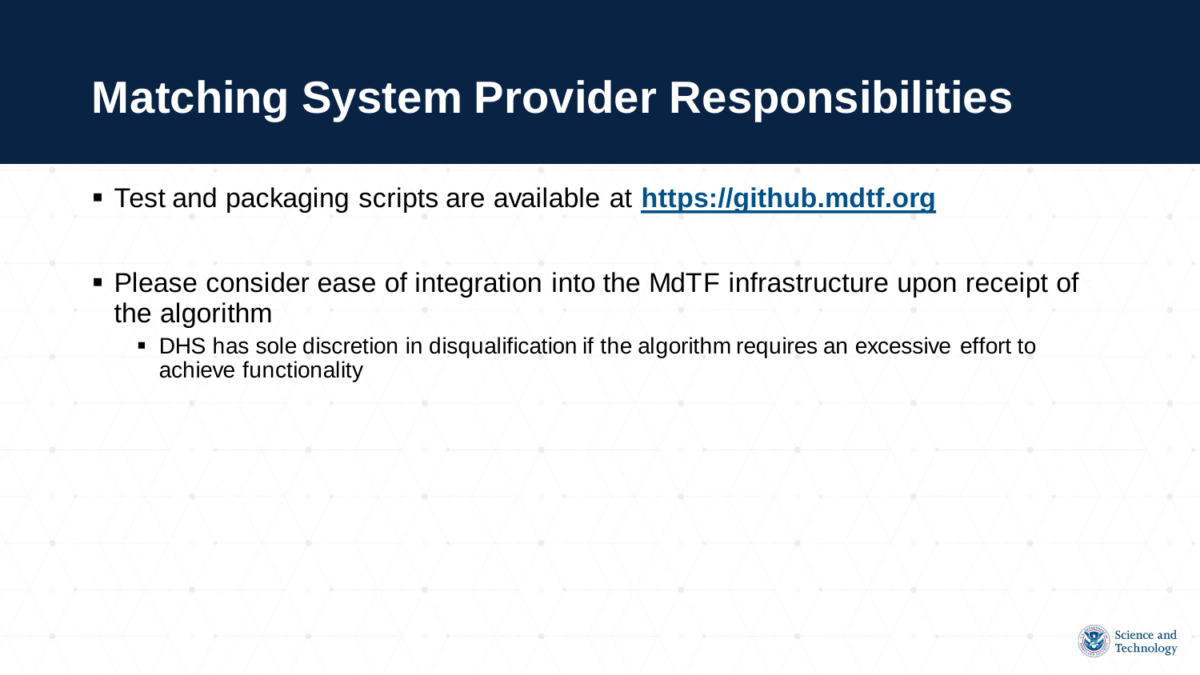# Matching System Provider Responsibilities

- Test and packaging scripts are available at **[https://github.mdtf.org](https://github.mdtf.org)**
- Please consider ease of integration into the MdTF infrastructure upon receipt of the algorithm
  - DHS has sole discretion in disqualification if the algorithm requires an excessive effort to achieve functionality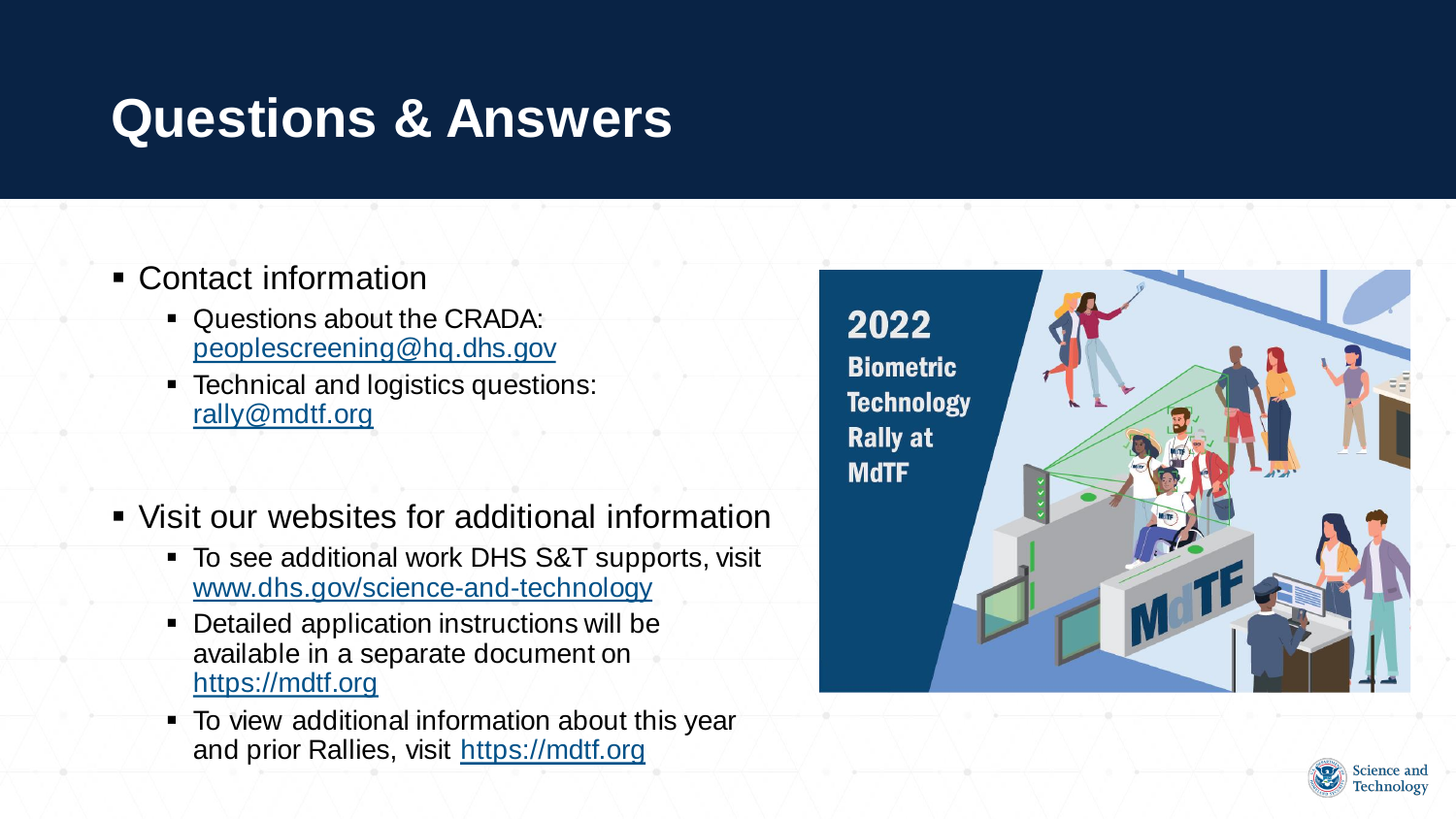# Questions & Answers

- Contact information
  - Questions about the CRADA: peoplescreening@hq.dhs.gov
  - Technical and logistics questions: rally@mdtf.org

- Visit our websites for additional information
  - To see additional work DHS S&T supports, visit www.dhs.gov/science-and-technology
  - Detailed application instructions will be available in a separate document on https://mdtf.org
  - To view additional information about this year and prior Rallies, visit https://mdtf.org

2022 Biometric Technology Rally at MdTF